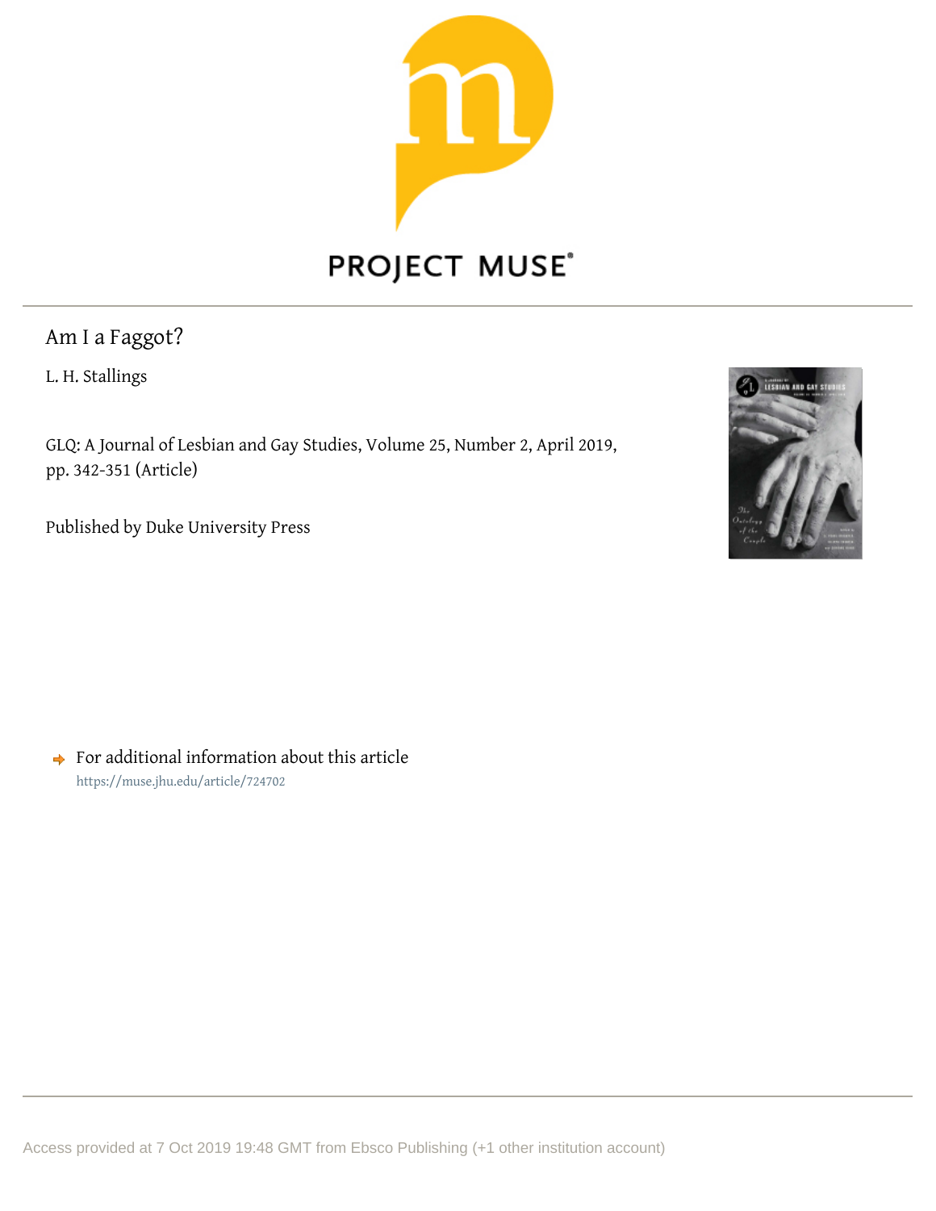PROJECT MUSE

# Am I a Faggot?

L. H. Stallings

GLQ: A Journal of Lesbian and Gay Studies, Volume 25, Number 2, April 2019, pp. 342-351 (Article)

Published by Duke University Press

For additional information about this article

https://muse.jhu.edu/article/724702

Access provided at 7 Oct 2019 19:48 GMT from Ebsco Publishing (+1 other institution account)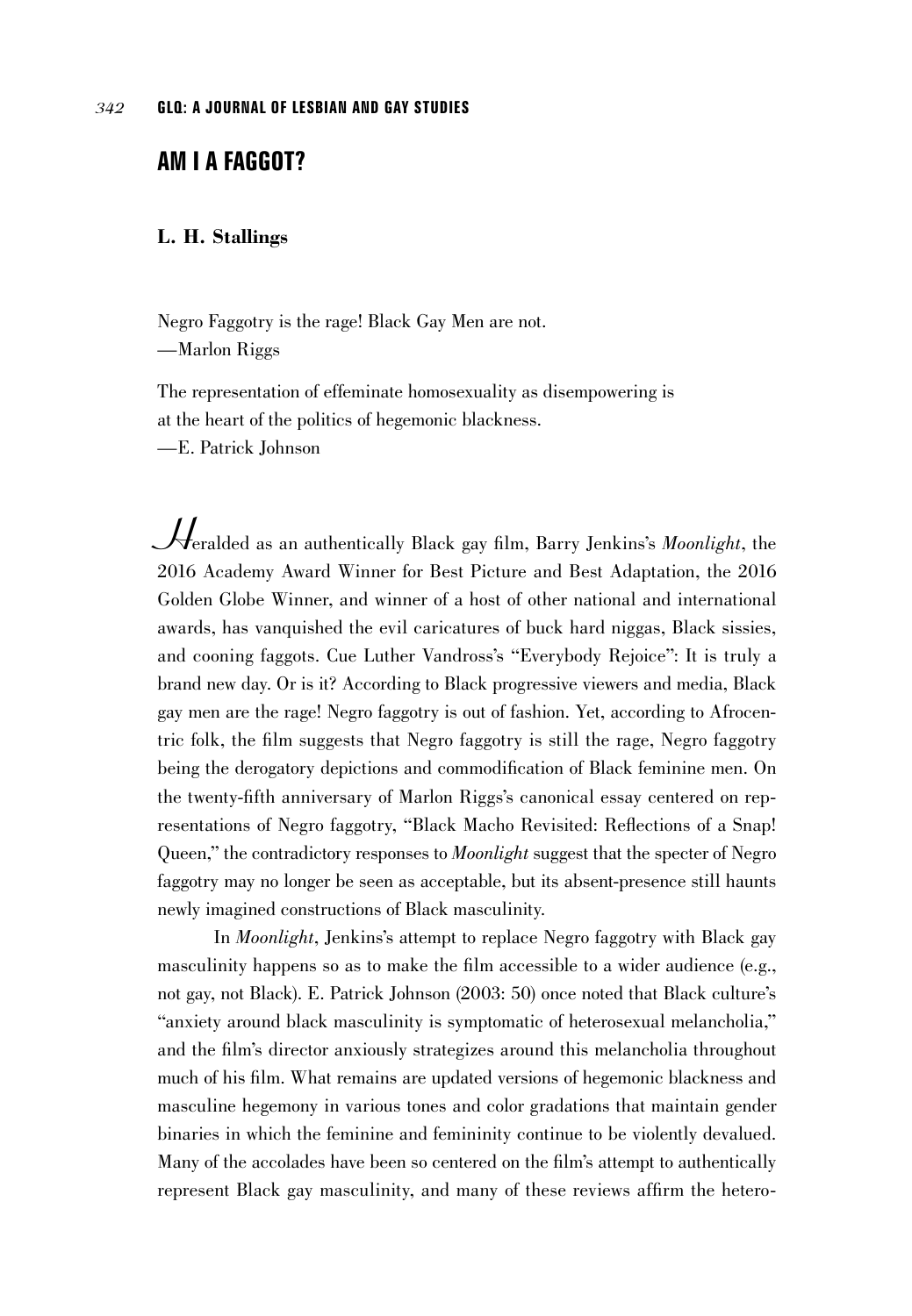## AM I A FAGGOT?

**L. H. Stallings**

Negro Faggotry is the rage! Black Gay Men are not.
—Marlon Riggs

The representation of effeminate homosexuality as disempowering is at the heart of the politics of hegemonic blackness.
—E. Patrick Johnson

Heralded as an authentically Black gay film, Barry Jenkins's *Moonlight*, the 2016 Academy Award Winner for Best Picture and Best Adaptation, the 2016 Golden Globe Winner, and winner of a host of other national and international awards, has vanquished the evil caricatures of buck hard niggas, Black sissies, and cooning faggots. Cue Luther Vandross's "Everybody Rejoice": It is truly a brand new day. Or is it? According to Black progressive viewers and media, Black gay men are the rage! Negro faggotry is out of fashion. Yet, according to Afrocentric folk, the film suggests that Negro faggotry is still the rage, Negro faggotry being the derogatory depictions and commodification of Black feminine men. On the twenty-fifth anniversary of Marlon Riggs's canonical essay centered on representations of Negro faggotry, "Black Macho Revisited: Reflections of a Snap! Queen," the contradictory responses to *Moonlight* suggest that the specter of Negro faggotry may no longer be seen as acceptable, but its absent-presence still haunts newly imagined constructions of Black masculinity.

In *Moonlight*, Jenkins's attempt to replace Negro faggotry with Black gay masculinity happens so as to make the film accessible to a wider audience (e.g., not gay, not Black). E. Patrick Johnson (2003: 50) once noted that Black culture's "anxiety around black masculinity is symptomatic of heterosexual melancholia," and the film's director anxiously strategizes around this melancholia throughout much of his film. What remains are updated versions of hegemonic blackness and masculine hegemony in various tones and color gradations that maintain gender binaries in which the feminine and femininity continue to be violently devalued. Many of the accolades have been so centered on the film's attempt to authentically represent Black gay masculinity, and many of these reviews affirm the hetero-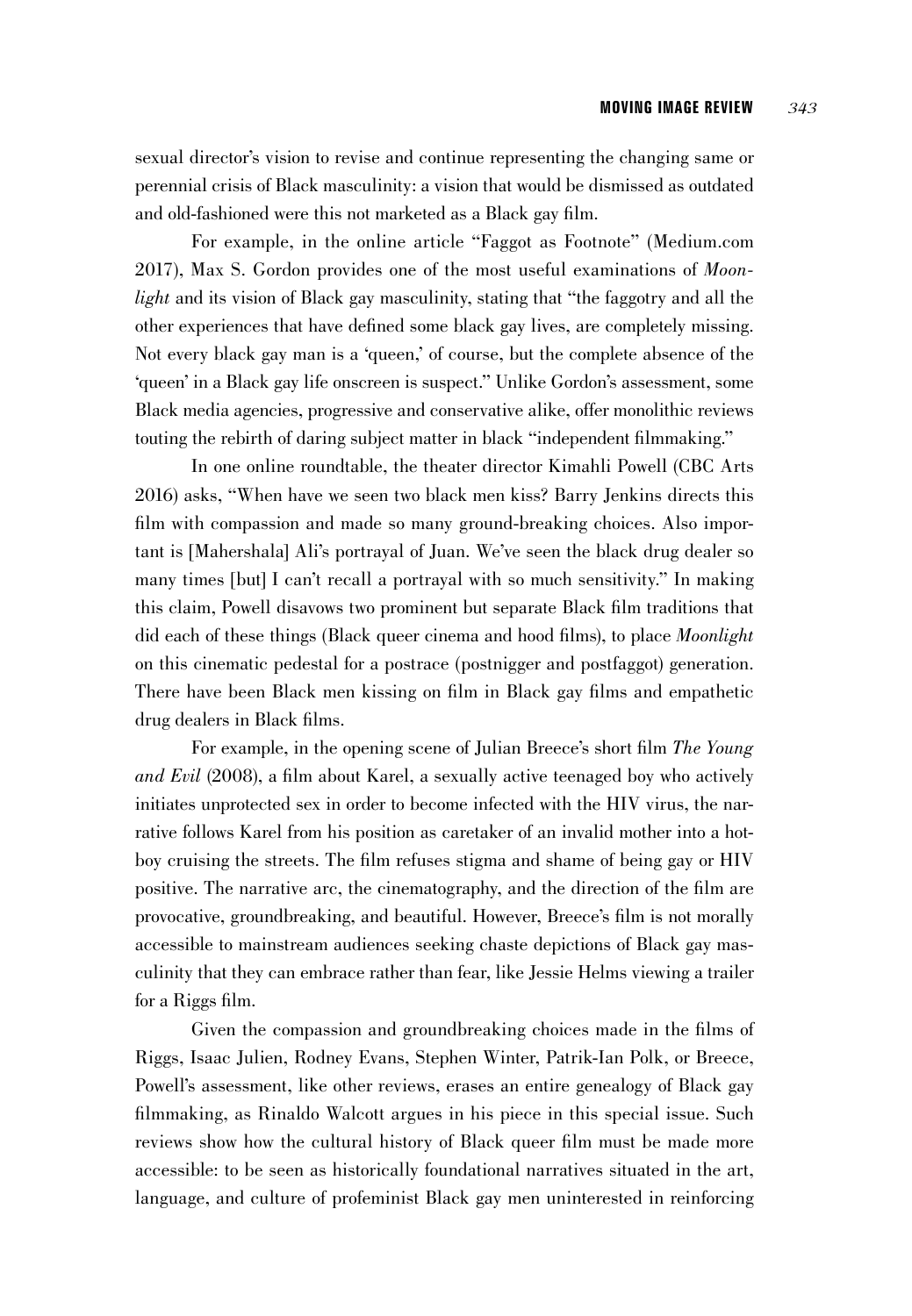sexual director's vision to revise and continue representing the changing same or perennial crisis of Black masculinity: a vision that would be dismissed as outdated and old-fashioned were this not marketed as a Black gay film.

For example, in the online article "Faggot as Footnote" (Medium.com 2017), Max S. Gordon provides one of the most useful examinations of *Moonlight* and its vision of Black gay masculinity, stating that "the faggotry and all the other experiences that have defined some black gay lives, are completely missing. Not every black gay man is a 'queen,' of course, but the complete absence of the 'queen' in a Black gay life onscreen is suspect." Unlike Gordon's assessment, some Black media agencies, progressive and conservative alike, offer monolithic reviews touting the rebirth of daring subject matter in black "independent filmmaking."

In one online roundtable, the theater director Kimahli Powell (CBC Arts 2016) asks, "When have we seen two black men kiss? Barry Jenkins directs this film with compassion and made so many ground-breaking choices. Also important is [Mahershala] Ali's portrayal of Juan. We've seen the black drug dealer so many times [but] I can't recall a portrayal with so much sensitivity." In making this claim, Powell disavows two prominent but separate Black film traditions that did each of these things (Black queer cinema and hood films), to place *Moonlight* on this cinematic pedestal for a postrace (postnigger and postfaggot) generation. There have been Black men kissing on film in Black gay films and empathetic drug dealers in Black films.

For example, in the opening scene of Julian Breece's short film *The Young and Evil* (2008), a film about Karel, a sexually active teenaged boy who actively initiates unprotected sex in order to become infected with the HIV virus, the narrative follows Karel from his position as caretaker of an invalid mother into a hotboy cruising the streets. The film refuses stigma and shame of being gay or HIV positive. The narrative arc, the cinematography, and the direction of the film are provocative, groundbreaking, and beautiful. However, Breece's film is not morally accessible to mainstream audiences seeking chaste depictions of Black gay masculinity that they can embrace rather than fear, like Jessie Helms viewing a trailer for a Riggs film.

Given the compassion and groundbreaking choices made in the films of Riggs, Isaac Julien, Rodney Evans, Stephen Winter, Patrik-Ian Polk, or Breece, Powell's assessment, like other reviews, erases an entire genealogy of Black gay filmmaking, as Rinaldo Walcott argues in his piece in this special issue. Such reviews show how the cultural history of Black queer film must be made more accessible: to be seen as historically foundational narratives situated in the art, language, and culture of profeminist Black gay men uninterested in reinforcing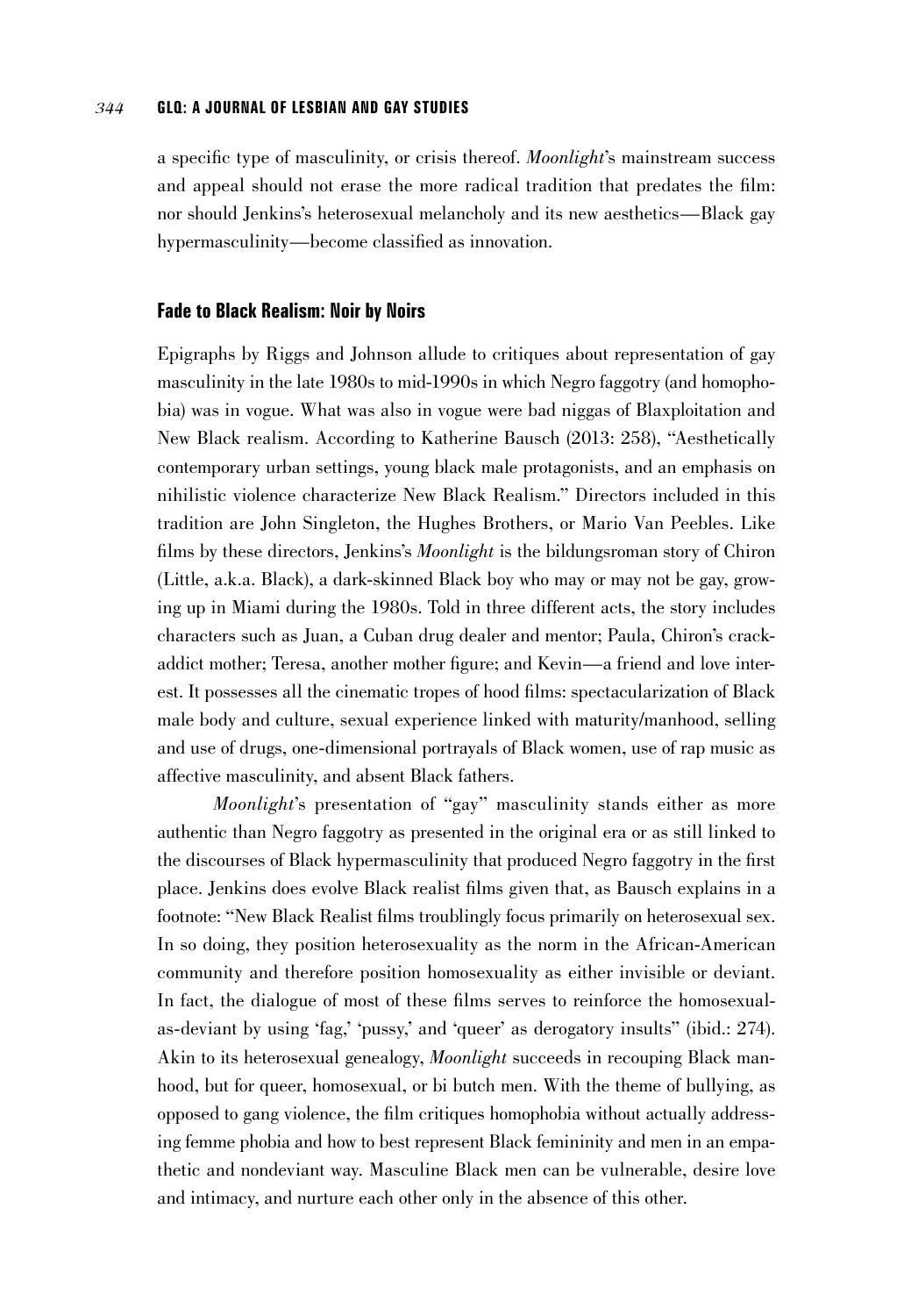a specific type of masculinity, or crisis thereof. *Moonlight*'s mainstream success and appeal should not erase the more radical tradition that predates the film: nor should Jenkins's heterosexual melancholy and its new aesthetics—Black gay hypermasculinity—become classified as innovation.

## Fade to Black Realism: Noir by Noirs

Epigraphs by Riggs and Johnson allude to critiques about representation of gay masculinity in the late 1980s to mid-1990s in which Negro faggotry (and homophobia) was in vogue. What was also in vogue were bad niggas of Blaxploitation and New Black realism. According to Katherine Bausch (2013: 258), "Aesthetically contemporary urban settings, young black male protagonists, and an emphasis on nihilistic violence characterize New Black Realism." Directors included in this tradition are John Singleton, the Hughes Brothers, or Mario Van Peebles. Like films by these directors, Jenkins's *Moonlight* is the bildungsroman story of Chiron (Little, a.k.a. Black), a dark-skinned Black boy who may or may not be gay, growing up in Miami during the 1980s. Told in three different acts, the story includes characters such as Juan, a Cuban drug dealer and mentor; Paula, Chiron's crack-addict mother; Teresa, another mother figure; and Kevin—a friend and love interest. It possesses all the cinematic tropes of hood films: spectacularization of Black male body and culture, sexual experience linked with maturity/manhood, selling and use of drugs, one-dimensional portrayals of Black women, use of rap music as affective masculinity, and absent Black fathers.

*Moonlight*'s presentation of "gay" masculinity stands either as more authentic than Negro faggotry as presented in the original era or as still linked to the discourses of Black hypermasculinity that produced Negro faggotry in the first place. Jenkins does evolve Black realist films given that, as Bausch explains in a footnote: "New Black Realist films troublingly focus primarily on heterosexual sex. In so doing, they position heterosexuality as the norm in the African-American community and therefore position homosexuality as either invisible or deviant. In fact, the dialogue of most of these films serves to reinforce the homosexual-as-deviant by using 'fag,' 'pussy,' and 'queer' as derogatory insults" (ibid.: 274). Akin to its heterosexual genealogy, *Moonlight* succeeds in recouping Black manhood, but for queer, homosexual, or bi butch men. With the theme of bullying, as opposed to gang violence, the film critiques homophobia without actually addressing femme phobia and how to best represent Black femininity and men in an empathetic and nondeviant way. Masculine Black men can be vulnerable, desire love and intimacy, and nurture each other only in the absence of this other.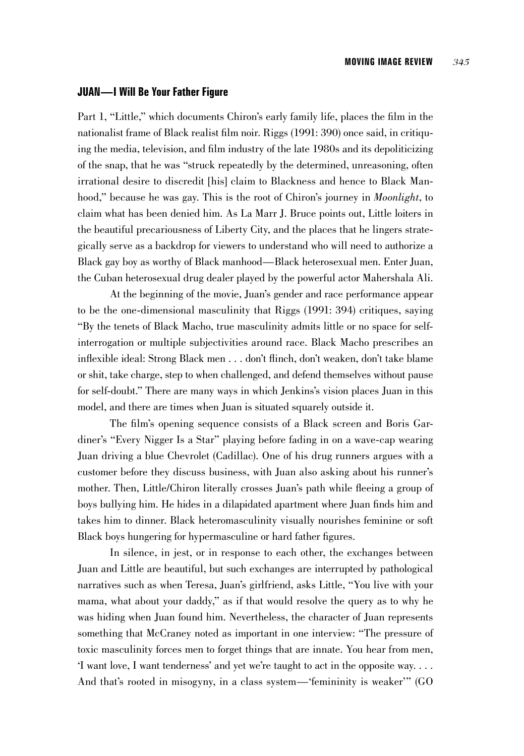### JUAN—I Will Be Your Father Figure

Part 1, "Little," which documents Chiron's early family life, places the film in the nationalist frame of Black realist film noir. Riggs (1991: 390) once said, in critiquing the media, television, and film industry of the late 1980s and its depoliticizing of the snap, that he was "struck repeatedly by the determined, unreasoning, often irrational desire to discredit [his] claim to Blackness and hence to Black Manhood," because he was gay. This is the root of Chiron's journey in *Moonlight*, to claim what has been denied him. As La Marr J. Bruce points out, Little loiters in the beautiful precariousness of Liberty City, and the places that he lingers strategically serve as a backdrop for viewers to understand who will need to authorize a Black gay boy as worthy of Black manhood—Black heterosexual men. Enter Juan, the Cuban heterosexual drug dealer played by the powerful actor Mahershala Ali.

At the beginning of the movie, Juan's gender and race performance appear to be the one-dimensional masculinity that Riggs (1991: 394) critiques, saying "By the tenets of Black Macho, true masculinity admits little or no space for self-interrogation or multiple subjectivities around race. Black Macho prescribes an inflexible ideal: Strong Black men . . . don't flinch, don't weaken, don't take blame or shit, take charge, step to when challenged, and defend themselves without pause for self-doubt." There are many ways in which Jenkins's vision places Juan in this model, and there are times when Juan is situated squarely outside it.

The film's opening sequence consists of a Black screen and Boris Gardiner's "Every Nigger Is a Star" playing before fading in on a wave-cap wearing Juan driving a blue Chevrolet (Cadillac). One of his drug runners argues with a customer before they discuss business, with Juan also asking about his runner's mother. Then, Little/Chiron literally crosses Juan's path while fleeing a group of boys bullying him. He hides in a dilapidated apartment where Juan finds him and takes him to dinner. Black heteromasculinity visually nourishes feminine or soft Black boys hungering for hypermasculine or hard father figures.

In silence, in jest, or in response to each other, the exchanges between Juan and Little are beautiful, but such exchanges are interrupted by pathological narratives such as when Teresa, Juan's girlfriend, asks Little, "You live with your mama, what about your daddy," as if that would resolve the query as to why he was hiding when Juan found him. Nevertheless, the character of Juan represents something that McCraney noted as important in one interview: "The pressure of toxic masculinity forces men to forget things that are innate. You hear from men, 'I want love, I want tenderness' and yet we're taught to act in the opposite way. . . . And that's rooted in misogyny, in a class system—'femininity is weaker'" (GO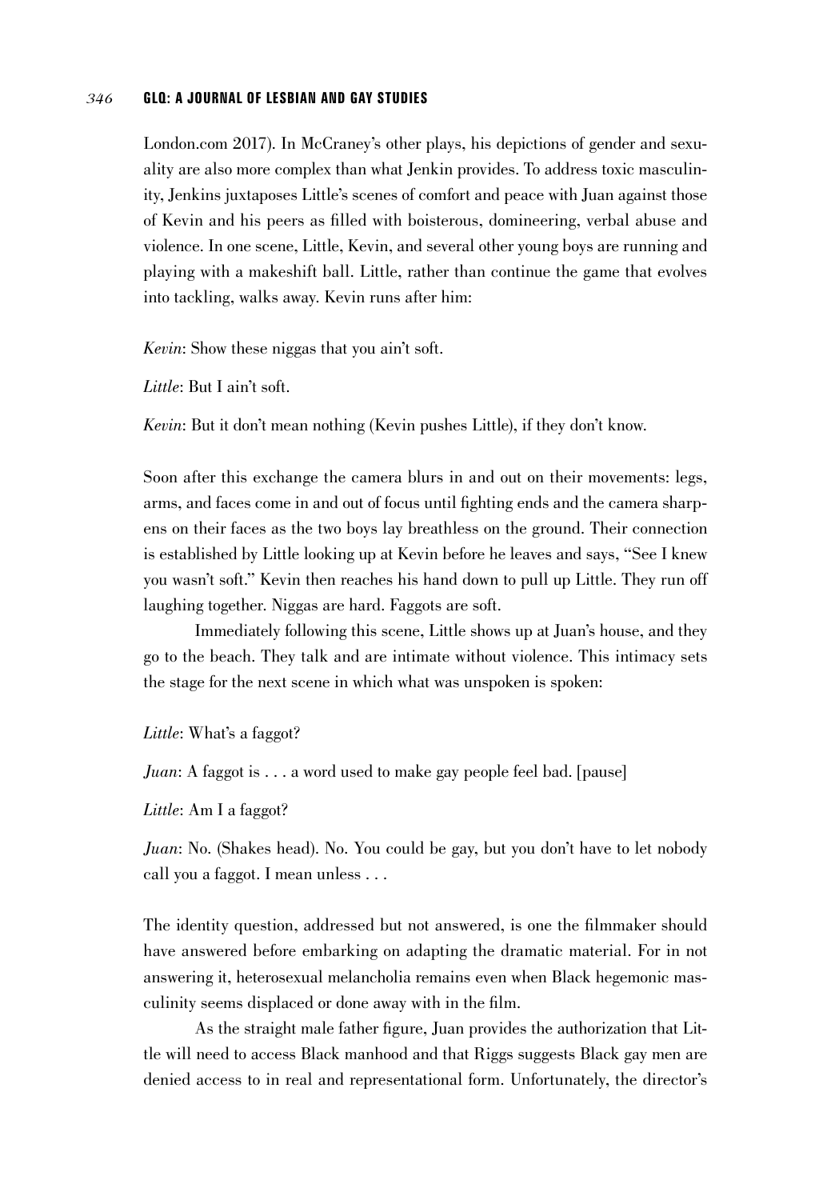London.com 2017). In McCraney's other plays, his depictions of gender and sexuality are also more complex than what Jenkin provides. To address toxic masculinity, Jenkins juxtaposes Little's scenes of comfort and peace with Juan against those of Kevin and his peers as filled with boisterous, domineering, verbal abuse and violence. In one scene, Little, Kevin, and several other young boys are running and playing with a makeshift ball. Little, rather than continue the game that evolves into tackling, walks away. Kevin runs after him:

*Kevin*: Show these niggas that you ain't soft.

*Little*: But I ain't soft.

*Kevin*: But it don't mean nothing (Kevin pushes Little), if they don't know.

Soon after this exchange the camera blurs in and out on their movements: legs, arms, and faces come in and out of focus until fighting ends and the camera sharpens on their faces as the two boys lay breathless on the ground. Their connection is established by Little looking up at Kevin before he leaves and says, "See I knew you wasn't soft." Kevin then reaches his hand down to pull up Little. They run off laughing together. Niggas are hard. Faggots are soft.

Immediately following this scene, Little shows up at Juan's house, and they go to the beach. They talk and are intimate without violence. This intimacy sets the stage for the next scene in which what was unspoken is spoken:

*Little*: What's a faggot?

*Juan*: A faggot is . . . a word used to make gay people feel bad. [pause]

*Little*: Am I a faggot?

*Juan*: No. (Shakes head). No. You could be gay, but you don't have to let nobody call you a faggot. I mean unless . . .

The identity question, addressed but not answered, is one the filmmaker should have answered before embarking on adapting the dramatic material. For in not answering it, heterosexual melancholia remains even when Black hegemonic masculinity seems displaced or done away with in the film.

As the straight male father figure, Juan provides the authorization that Little will need to access Black manhood and that Riggs suggests Black gay men are denied access to in real and representational form. Unfortunately, the director's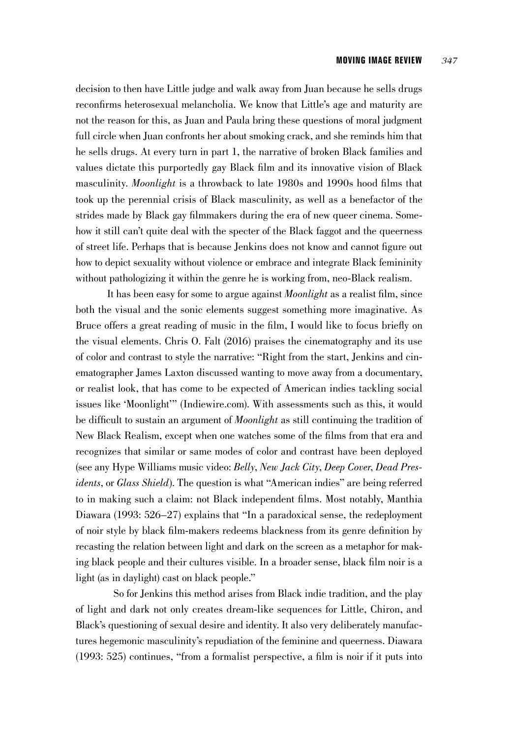decision to then have Little judge and walk away from Juan because he sells drugs reconfirms heterosexual melancholia. We know that Little's age and maturity are not the reason for this, as Juan and Paula bring these questions of moral judgment full circle when Juan confronts her about smoking crack, and she reminds him that he sells drugs. At every turn in part 1, the narrative of broken Black families and values dictate this purportedly gay Black film and its innovative vision of Black masculinity. *Moonlight* is a throwback to late 1980s and 1990s hood films that took up the perennial crisis of Black masculinity, as well as a benefactor of the strides made by Black gay filmmakers during the era of new queer cinema. Somehow it still can't quite deal with the specter of the Black faggot and the queerness of street life. Perhaps that is because Jenkins does not know and cannot figure out how to depict sexuality without violence or embrace and integrate Black femininity without pathologizing it within the genre he is working from, neo-Black realism.

It has been easy for some to argue against *Moonlight* as a realist film, since both the visual and the sonic elements suggest something more imaginative. As Bruce offers a great reading of music in the film, I would like to focus briefly on the visual elements. Chris O. Falt (2016) praises the cinematography and its use of color and contrast to style the narrative: "Right from the start, Jenkins and cinematographer James Laxton discussed wanting to move away from a documentary, or realist look, that has come to be expected of American indies tackling social issues like 'Moonlight'" (Indiewire.com). With assessments such as this, it would be difficult to sustain an argument of *Moonlight* as still continuing the tradition of New Black Realism, except when one watches some of the films from that era and recognizes that similar or same modes of color and contrast have been deployed (see any Hype Williams music video: *Belly*, *New Jack City*, *Deep Cover*, *Dead Presidents*, or *Glass Shield*). The question is what "American indies" are being referred to in making such a claim: not Black independent films. Most notably, Manthia Diawara (1993: 526–27) explains that "In a paradoxical sense, the redeployment of noir style by black film-makers redeems blackness from its genre definition by recasting the relation between light and dark on the screen as a metaphor for making black people and their cultures visible. In a broader sense, black film noir is a light (as in daylight) cast on black people."

So for Jenkins this method arises from Black indie tradition, and the play of light and dark not only creates dream-like sequences for Little, Chiron, and Black's questioning of sexual desire and identity. It also very deliberately manufactures hegemonic masculinity's repudiation of the feminine and queerness. Diawara (1993: 525) continues, "from a formalist perspective, a film is noir if it puts into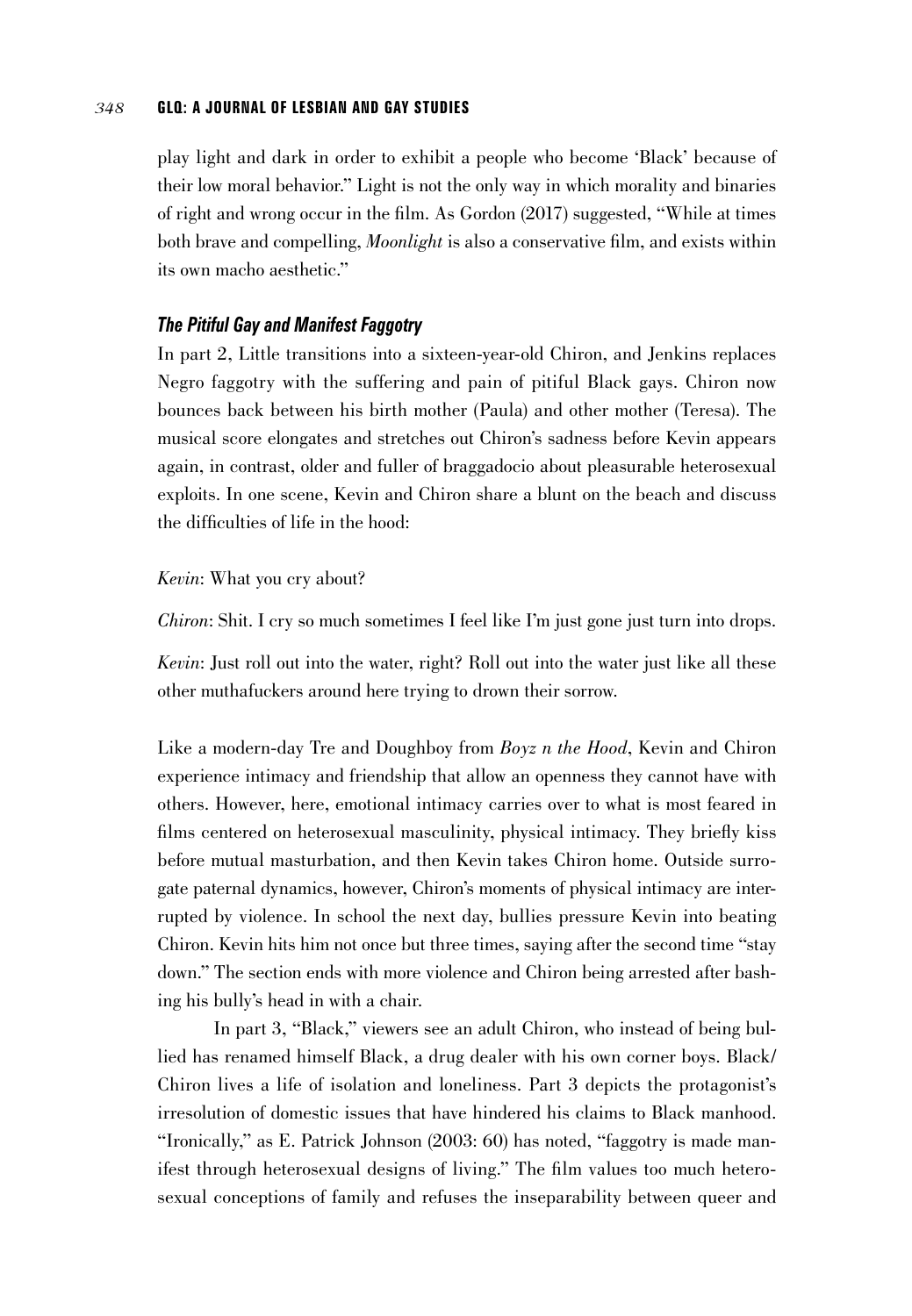play light and dark in order to exhibit a people who become 'Black' because of their low moral behavior." Light is not the only way in which morality and binaries of right and wrong occur in the film. As Gordon (2017) suggested, "While at times both brave and compelling, *Moonlight* is also a conservative film, and exists within its own macho aesthetic."

### *The Pitiful Gay and Manifest Faggotry*

In part 2, Little transitions into a sixteen-year-old Chiron, and Jenkins replaces Negro faggotry with the suffering and pain of pitiful Black gays. Chiron now bounces back between his birth mother (Paula) and other mother (Teresa). The musical score elongates and stretches out Chiron's sadness before Kevin appears again, in contrast, older and fuller of braggadocio about pleasurable heterosexual exploits. In one scene, Kevin and Chiron share a blunt on the beach and discuss the difficulties of life in the hood:

*Kevin*: What you cry about?

*Chiron*: Shit. I cry so much sometimes I feel like I'm just gone just turn into drops.

*Kevin*: Just roll out into the water, right? Roll out into the water just like all these other muthafuckers around here trying to drown their sorrow.

Like a modern-day Tre and Doughboy from *Boyz n the Hood*, Kevin and Chiron experience intimacy and friendship that allow an openness they cannot have with others. However, here, emotional intimacy carries over to what is most feared in films centered on heterosexual masculinity, physical intimacy. They briefly kiss before mutual masturbation, and then Kevin takes Chiron home. Outside surrogate paternal dynamics, however, Chiron's moments of physical intimacy are interrupted by violence. In school the next day, bullies pressure Kevin into beating Chiron. Kevin hits him not once but three times, saying after the second time "stay down." The section ends with more violence and Chiron being arrested after bashing his bully's head in with a chair.

In part 3, "Black," viewers see an adult Chiron, who instead of being bullied has renamed himself Black, a drug dealer with his own corner boys. Black/Chiron lives a life of isolation and loneliness. Part 3 depicts the protagonist's irresolution of domestic issues that have hindered his claims to Black manhood. "Ironically," as E. Patrick Johnson (2003: 60) has noted, "faggotry is made manifest through heterosexual designs of living." The film values too much heterosexual conceptions of family and refuses the inseparability between queer and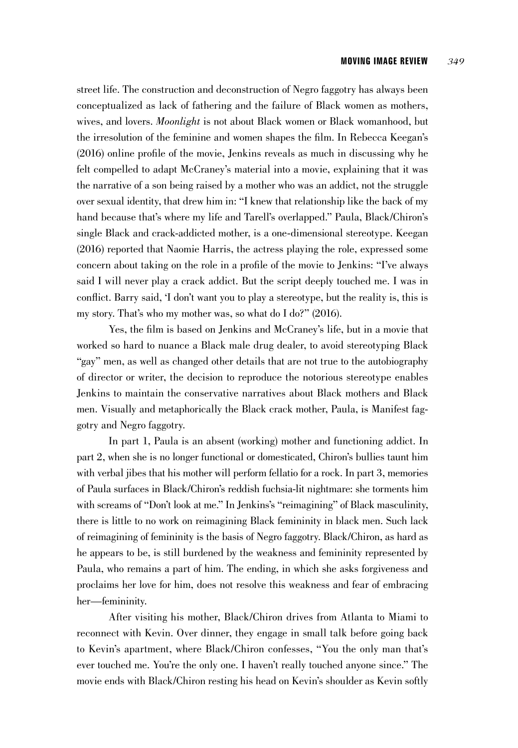street life. The construction and deconstruction of Negro faggotry has always been conceptualized as lack of fathering and the failure of Black women as mothers, wives, and lovers. *Moonlight* is not about Black women or Black womanhood, but the irresolution of the feminine and women shapes the film. In Rebecca Keegan's (2016) online profile of the movie, Jenkins reveals as much in discussing why he felt compelled to adapt McCraney's material into a movie, explaining that it was the narrative of a son being raised by a mother who was an addict, not the struggle over sexual identity, that drew him in: "I knew that relationship like the back of my hand because that's where my life and Tarell's overlapped." Paula, Black/Chiron's single Black and crack-addicted mother, is a one-dimensional stereotype. Keegan (2016) reported that Naomie Harris, the actress playing the role, expressed some concern about taking on the role in a profile of the movie to Jenkins: "I've always said I will never play a crack addict. But the script deeply touched me. I was in conflict. Barry said, 'I don't want you to play a stereotype, but the reality is, this is my story. That's who my mother was, so what do I do?" (2016).

Yes, the film is based on Jenkins and McCraney's life, but in a movie that worked so hard to nuance a Black male drug dealer, to avoid stereotyping Black "gay" men, as well as changed other details that are not true to the autobiography of director or writer, the decision to reproduce the notorious stereotype enables Jenkins to maintain the conservative narratives about Black mothers and Black men. Visually and metaphorically the Black crack mother, Paula, is Manifest faggotry and Negro faggotry.

In part 1, Paula is an absent (working) mother and functioning addict. In part 2, when she is no longer functional or domesticated, Chiron's bullies taunt him with verbal jibes that his mother will perform fellatio for a rock. In part 3, memories of Paula surfaces in Black/Chiron's reddish fuchsia-lit nightmare: she torments him with screams of "Don't look at me." In Jenkins's "reimagining" of Black masculinity, there is little to no work on reimagining Black femininity in black men. Such lack of reimagining of femininity is the basis of Negro faggotry. Black/Chiron, as hard as he appears to be, is still burdened by the weakness and femininity represented by Paula, who remains a part of him. The ending, in which she asks forgiveness and proclaims her love for him, does not resolve this weakness and fear of embracing her—femininity.

After visiting his mother, Black/Chiron drives from Atlanta to Miami to reconnect with Kevin. Over dinner, they engage in small talk before going back to Kevin's apartment, where Black/Chiron confesses, "You the only man that's ever touched me. You're the only one. I haven't really touched anyone since." The movie ends with Black/Chiron resting his head on Kevin's shoulder as Kevin softly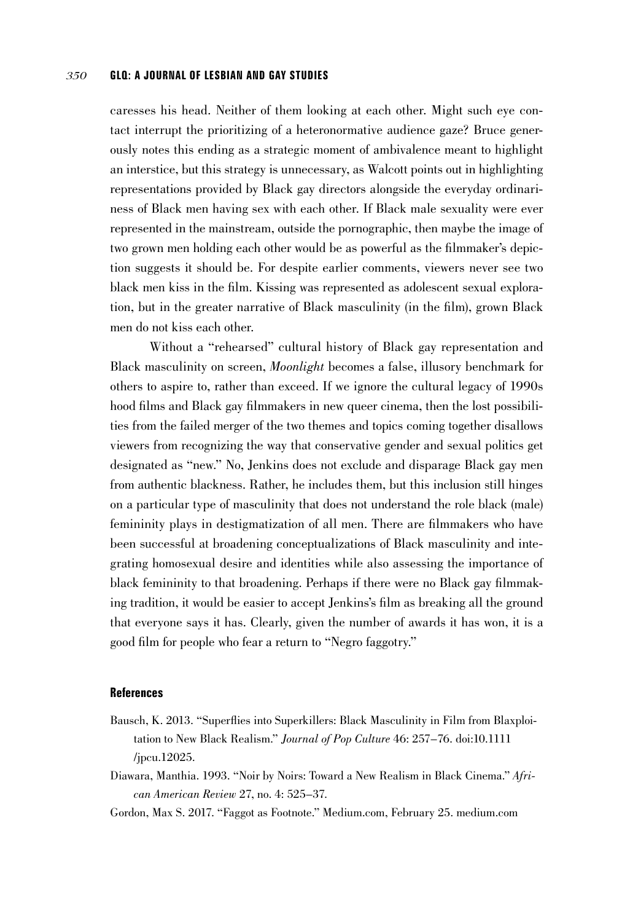caresses his head. Neither of them looking at each other. Might such eye contact interrupt the prioritizing of a heteronormative audience gaze? Bruce generously notes this ending as a strategic moment of ambivalence meant to highlight an interstice, but this strategy is unnecessary, as Walcott points out in highlighting representations provided by Black gay directors alongside the everyday ordinariness of Black men having sex with each other. If Black male sexuality were ever represented in the mainstream, outside the pornographic, then maybe the image of two grown men holding each other would be as powerful as the filmmaker's depiction suggests it should be. For despite earlier comments, viewers never see two black men kiss in the film. Kissing was represented as adolescent sexual exploration, but in the greater narrative of Black masculinity (in the film), grown Black men do not kiss each other.

Without a "rehearsed" cultural history of Black gay representation and Black masculinity on screen, *Moonlight* becomes a false, illusory benchmark for others to aspire to, rather than exceed. If we ignore the cultural legacy of 1990s hood films and Black gay filmmakers in new queer cinema, then the lost possibilities from the failed merger of the two themes and topics coming together disallows viewers from recognizing the way that conservative gender and sexual politics get designated as "new." No, Jenkins does not exclude and disparage Black gay men from authentic blackness. Rather, he includes them, but this inclusion still hinges on a particular type of masculinity that does not understand the role black (male) femininity plays in destigmatization of all men. There are filmmakers who have been successful at broadening conceptualizations of Black masculinity and integrating homosexual desire and identities while also assessing the importance of black femininity to that broadening. Perhaps if there were no Black gay filmmaking tradition, it would be easier to accept Jenkins's film as breaking all the ground that everyone says it has. Clearly, given the number of awards it has won, it is a good film for people who fear a return to "Negro faggotry."

## References

Bausch, K. 2013. "Superflies into Superkillers: Black Masculinity in Film from Blaxploitation to New Black Realism." *Journal of Pop Culture* 46: 257–76. doi:10.1111/jpcu.12025.

Diawara, Manthia. 1993. "Noir by Noirs: Toward a New Realism in Black Cinema." *African American Review* 27, no. 4: 525–37.

Gordon, Max S. 2017. "Faggot as Footnote." Medium.com, February 25. medium.com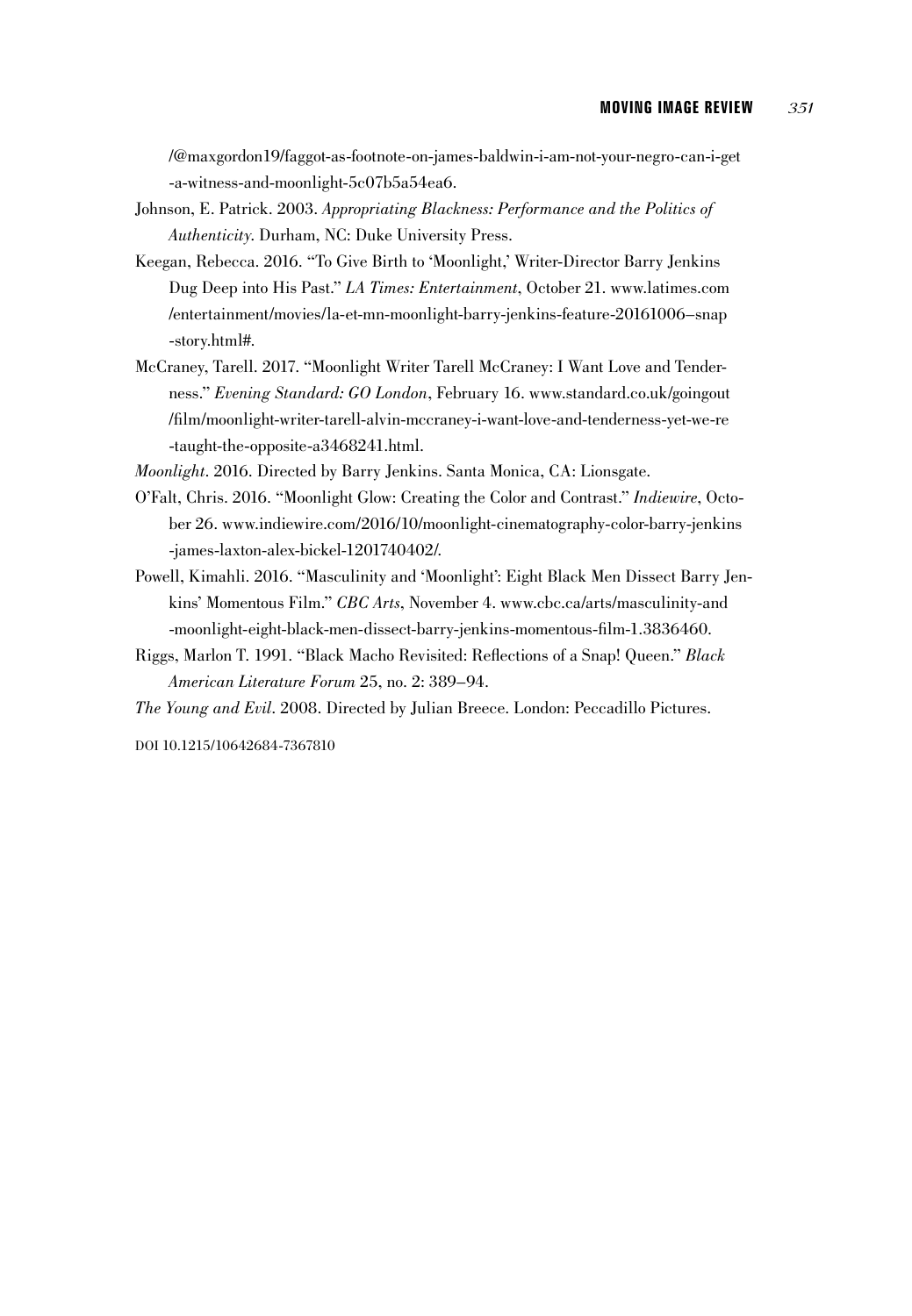/@maxgordon19/faggot-as-footnote-on-james-baldwin-i-am-not-your-negro-can-i-get-a-witness-and-moonlight-5c07b5a54ea6.

Johnson, E. Patrick. 2003. *Appropriating Blackness: Performance and the Politics of Authenticity*. Durham, NC: Duke University Press.

Keegan, Rebecca. 2016. "To Give Birth to 'Moonlight,' Writer-Director Barry Jenkins Dug Deep into His Past." *LA Times: Entertainment*, October 21. www.latimes.com/entertainment/movies/la-et-mn-moonlight-barry-jenkins-feature-20161006–snap-story.html#.

McCraney, Tarell. 2017. "Moonlight Writer Tarell McCraney: I Want Love and Tenderness." *Evening Standard: GO London*, February 16. www.standard.co.uk/goingout/film/moonlight-writer-tarell-alvin-mccraney-i-want-love-and-tenderness-yet-we-re-taught-the-opposite-a3468241.html.

*Moonlight*. 2016. Directed by Barry Jenkins. Santa Monica, CA: Lionsgate.

O'Falt, Chris. 2016. "Moonlight Glow: Creating the Color and Contrast." *Indiewire*, October 26. www.indiewire.com/2016/10/moonlight-cinematography-color-barry-jenkins-james-laxton-alex-bickel-1201740402/.

Powell, Kimahli. 2016. "Masculinity and 'Moonlight': Eight Black Men Dissect Barry Jenkins' Momentous Film." *CBC Arts*, November 4. www.cbc.ca/arts/masculinity-and-moonlight-eight-black-men-dissect-barry-jenkins-momentous-film-1.3836460.

Riggs, Marlon T. 1991. "Black Macho Revisited: Reflections of a Snap! Queen." *Black American Literature Forum* 25, no. 2: 389–94.

*The Young and Evil*. 2008. Directed by Julian Breece. London: Peccadillo Pictures.

DOI 10.1215/10642684-7367810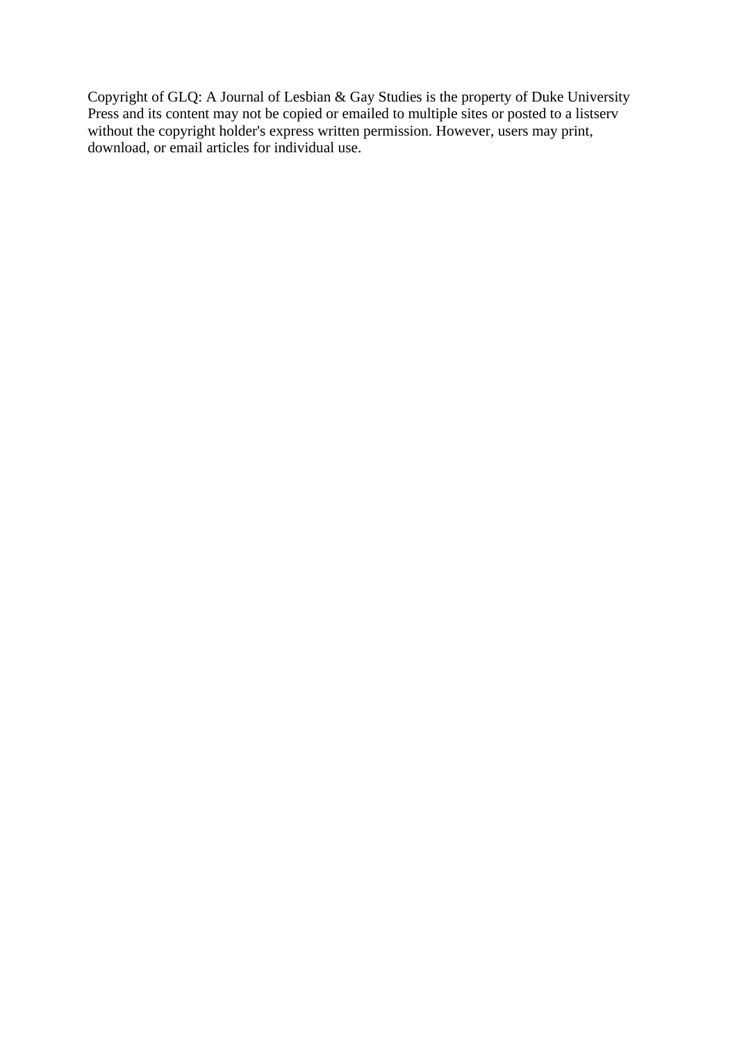Copyright of GLQ: A Journal of Lesbian & Gay Studies is the property of Duke University Press and its content may not be copied or emailed to multiple sites or posted to a listserv without the copyright holder's express written permission. However, users may print, download, or email articles for individual use.